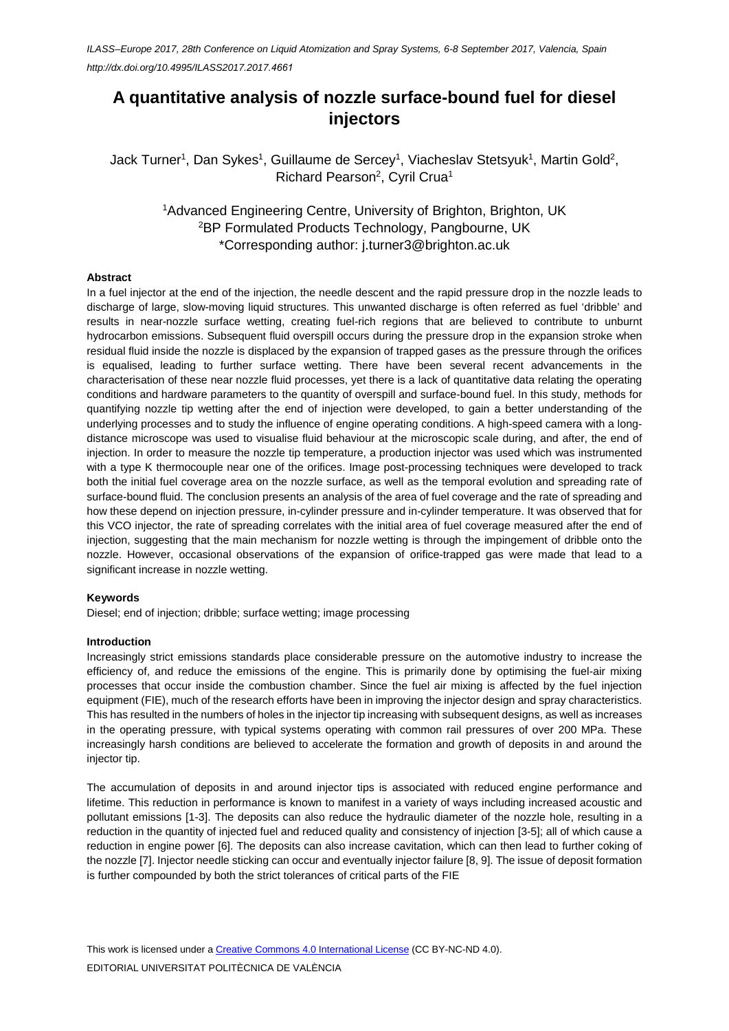# A quantitative analysis of nozzle surface-bound fuel for diesel injectors

Jack Turner[1], Dan Sykes[1], Guillaume de Sercey[1], Viacheslav Stetsyuk[1], Martin Gold[2], Richard Pearson[2], Cyril Crua[1]

[1]Advanced Engineering Centre, University of Brighton, Brighton, UK
[2]BP Formulated Products Technology, Pangbourne, UK
*Corresponding author: j.turner3@brighton.ac.uk

### Abstract

In a fuel injector at the end of the injection, the needle descent and the rapid pressure drop in the nozzle leads to discharge of large, slow-moving liquid structures. This unwanted discharge is often referred as fuel 'dribble' and results in near-nozzle surface wetting, creating fuel-rich regions that are believed to contribute to unburnt hydrocarbon emissions. Subsequent fluid overspill occurs during the pressure drop in the expansion stroke when residual fluid inside the nozzle is displaced by the expansion of trapped gases as the pressure through the orifices is equalised, leading to further surface wetting. There have been several recent advancements in the characterisation of these near nozzle fluid processes, yet there is a lack of quantitative data relating the operating conditions and hardware parameters to the quantity of overspill and surface-bound fuel. In this study, methods for quantifying nozzle tip wetting after the end of injection were developed, to gain a better understanding of the underlying processes and to study the influence of engine operating conditions. A high-speed camera with a long-distance microscope was used to visualise fluid behaviour at the microscopic scale during, and after, the end of injection. In order to measure the nozzle tip temperature, a production injector was used which was instrumented with a type K thermocouple near one of the orifices. Image post-processing techniques were developed to track both the initial fuel coverage area on the nozzle surface, as well as the temporal evolution and spreading rate of surface-bound fluid. The conclusion presents an analysis of the area of fuel coverage and the rate of spreading and how these depend on injection pressure, in-cylinder pressure and in-cylinder temperature. It was observed that for this VCO injector, the rate of spreading correlates with the initial area of fuel coverage measured after the end of injection, suggesting that the main mechanism for nozzle wetting is through the impingement of dribble onto the nozzle. However, occasional observations of the expansion of orifice-trapped gas were made that lead to a significant increase in nozzle wetting.

### Keywords

Diesel; end of injection; dribble; surface wetting; image processing

### Introduction

Increasingly strict emissions standards place considerable pressure on the automotive industry to increase the efficiency of, and reduce the emissions of the engine. This is primarily done by optimising the fuel-air mixing processes that occur inside the combustion chamber. Since the fuel air mixing is affected by the fuel injection equipment (FIE), much of the research efforts have been in improving the injector design and spray characteristics. This has resulted in the numbers of holes in the injector tip increasing with subsequent designs, as well as increases in the operating pressure, with typical systems operating with common rail pressures of over 200 MPa. These increasingly harsh conditions are believed to accelerate the formation and growth of deposits in and around the injector tip.

The accumulation of deposits in and around injector tips is associated with reduced engine performance and lifetime. This reduction in performance is known to manifest in a variety of ways including increased acoustic and pollutant emissions [1-3]. The deposits can also reduce the hydraulic diameter of the nozzle hole, resulting in a reduction in the quantity of injected fuel and reduced quality and consistency of injection [3-5]; all of which cause a reduction in engine power [6]. The deposits can also increase cavitation, which can then lead to further coking of the nozzle [7]. Injector needle sticking can occur and eventually injector failure [8, 9]. The issue of deposit formation is further compounded by both the strict tolerances of critical parts of the FIE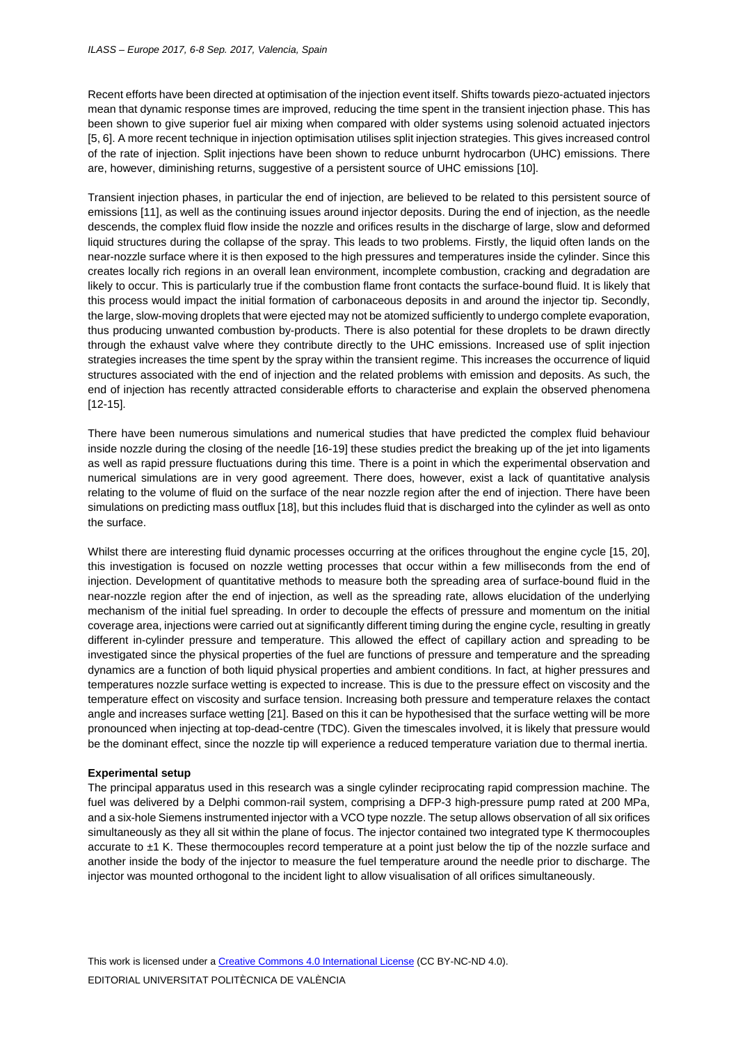Recent efforts have been directed at optimisation of the injection event itself. Shifts towards piezo-actuated injectors mean that dynamic response times are improved, reducing the time spent in the transient injection phase. This has been shown to give superior fuel air mixing when compared with older systems using solenoid actuated injectors [5, 6]. A more recent technique in injection optimisation utilises split injection strategies. This gives increased control of the rate of injection. Split injections have been shown to reduce unburnt hydrocarbon (UHC) emissions. There are, however, diminishing returns, suggestive of a persistent source of UHC emissions [10].

Transient injection phases, in particular the end of injection, are believed to be related to this persistent source of emissions [11], as well as the continuing issues around injector deposits. During the end of injection, as the needle descends, the complex fluid flow inside the nozzle and orifices results in the discharge of large, slow and deformed liquid structures during the collapse of the spray. This leads to two problems. Firstly, the liquid often lands on the near-nozzle surface where it is then exposed to the high pressures and temperatures inside the cylinder. Since this creates locally rich regions in an overall lean environment, incomplete combustion, cracking and degradation are likely to occur. This is particularly true if the combustion flame front contacts the surface-bound fluid. It is likely that this process would impact the initial formation of carbonaceous deposits in and around the injector tip. Secondly, the large, slow-moving droplets that were ejected may not be atomized sufficiently to undergo complete evaporation, thus producing unwanted combustion by-products. There is also potential for these droplets to be drawn directly through the exhaust valve where they contribute directly to the UHC emissions. Increased use of split injection strategies increases the time spent by the spray within the transient regime. This increases the occurrence of liquid structures associated with the end of injection and the related problems with emission and deposits. As such, the end of injection has recently attracted considerable efforts to characterise and explain the observed phenomena [12-15].

There have been numerous simulations and numerical studies that have predicted the complex fluid behaviour inside nozzle during the closing of the needle [16-19] these studies predict the breaking up of the jet into ligaments as well as rapid pressure fluctuations during this time. There is a point in which the experimental observation and numerical simulations are in very good agreement. There does, however, exist a lack of quantitative analysis relating to the volume of fluid on the surface of the near nozzle region after the end of injection. There have been simulations on predicting mass outflux [18], but this includes fluid that is discharged into the cylinder as well as onto the surface.

Whilst there are interesting fluid dynamic processes occurring at the orifices throughout the engine cycle [15, 20], this investigation is focused on nozzle wetting processes that occur within a few milliseconds from the end of injection. Development of quantitative methods to measure both the spreading area of surface-bound fluid in the near-nozzle region after the end of injection, as well as the spreading rate, allows elucidation of the underlying mechanism of the initial fuel spreading. In order to decouple the effects of pressure and momentum on the initial coverage area, injections were carried out at significantly different timing during the engine cycle, resulting in greatly different in-cylinder pressure and temperature. This allowed the effect of capillary action and spreading to be investigated since the physical properties of the fuel are functions of pressure and temperature and the spreading dynamics are a function of both liquid physical properties and ambient conditions. In fact, at higher pressures and temperatures nozzle surface wetting is expected to increase. This is due to the pressure effect on viscosity and the temperature effect on viscosity and surface tension. Increasing both pressure and temperature relaxes the contact angle and increases surface wetting [21]. Based on this it can be hypothesised that the surface wetting will be more pronounced when injecting at top-dead-centre (TDC). Given the timescales involved, it is likely that pressure would be the dominant effect, since the nozzle tip will experience a reduced temperature variation due to thermal inertia.

**Experimental setup**

The principal apparatus used in this research was a single cylinder reciprocating rapid compression machine. The fuel was delivered by a Delphi common-rail system, comprising a DFP-3 high-pressure pump rated at 200 MPa, and a six-hole Siemens instrumented injector with a VCO type nozzle. The setup allows observation of all six orifices simultaneously as they all sit within the plane of focus. The injector contained two integrated type K thermocouples accurate to ±1 K. These thermocouples record temperature at a point just below the tip of the nozzle surface and another inside the body of the injector to measure the fuel temperature around the needle prior to discharge. The injector was mounted orthogonal to the incident light to allow visualisation of all orifices simultaneously.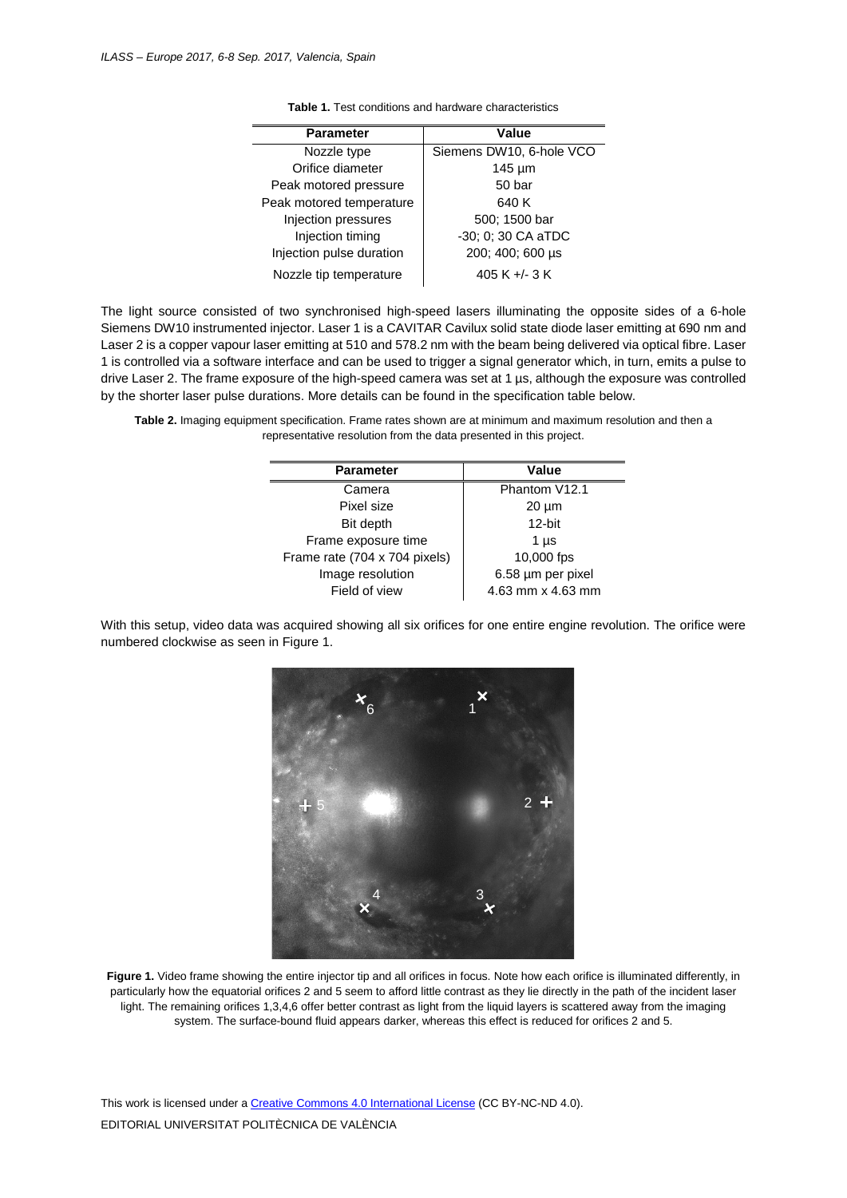**Table 1.** Test conditions and hardware characteristics

| Parameter | Value |
|---|---|
| Nozzle type | Siemens DW10, 6-hole VCO |
| Orifice diameter | 145 µm |
| Peak motored pressure | 50 bar |
| Peak motored temperature | 640 K |
| Injection pressures | 500; 1500 bar |
| Injection timing | -30; 0; 30 CA aTDC |
| Injection pulse duration | 200; 400; 600 µs |
| Nozzle tip temperature | 405 K +/- 3 K |

The light source consisted of two synchronised high-speed lasers illuminating the opposite sides of a 6-hole Siemens DW10 instrumented injector. Laser 1 is a CAVITAR Cavilux solid state diode laser emitting at 690 nm and Laser 2 is a copper vapour laser emitting at 510 and 578.2 nm with the beam being delivered via optical fibre. Laser 1 is controlled via a software interface and can be used to trigger a signal generator which, in turn, emits a pulse to drive Laser 2. The frame exposure of the high-speed camera was set at 1 µs, although the exposure was controlled by the shorter laser pulse durations. More details can be found in the specification table below.

**Table 2.** Imaging equipment specification. Frame rates shown are at minimum and maximum resolution and then a representative resolution from the data presented in this project.

| Parameter | Value |
|---|---|
| Camera | Phantom V12.1 |
| Pixel size | 20 µm |
| Bit depth | 12-bit |
| Frame exposure time | 1 µs |
| Frame rate (704 x 704 pixels) | 10,000 fps |
| Image resolution | 6.58 µm per pixel |
| Field of view | 4.63 mm x 4.63 mm |

With this setup, video data was acquired showing all six orifices for one entire engine revolution. The orifice were numbered clockwise as seen in Figure 1.

**Figure 1.** Video frame showing the entire injector tip and all orifices in focus. Note how each orifice is illuminated differently, in particularly how the equatorial orifices 2 and 5 seem to afford little contrast as they lie directly in the path of the incident laser light. The remaining orifices 1,3,4,6 offer better contrast as light from the liquid layers is scattered away from the imaging system. The surface-bound fluid appears darker, whereas this effect is reduced for orifices 2 and 5.

This work is licensed under a Creative Commons 4.0 International License (CC BY-NC-ND 4.0).

EDITORIAL UNIVERSITAT POLITÈCNICA DE VALÈNCIA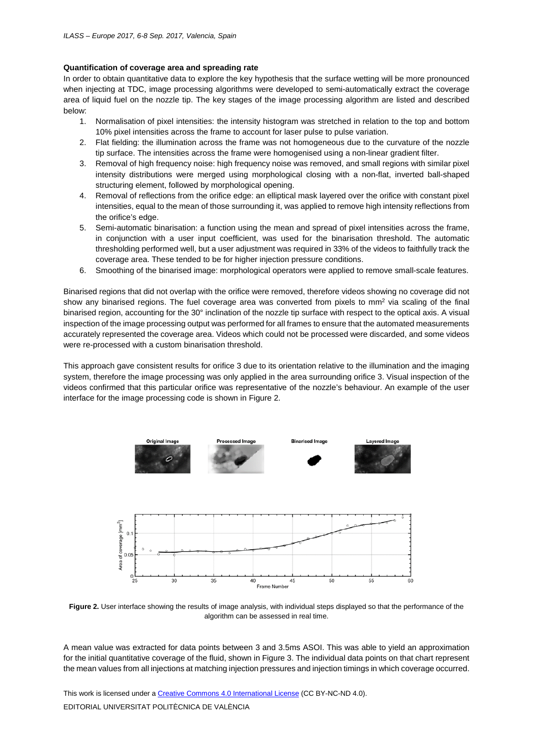**Quantification of coverage area and spreading rate**

In order to obtain quantitative data to explore the key hypothesis that the surface wetting will be more pronounced when injecting at TDC, image processing algorithms were developed to semi-automatically extract the coverage area of liquid fuel on the nozzle tip. The key stages of the image processing algorithm are listed and described below:

1. Normalisation of pixel intensities: the intensity histogram was stretched in relation to the top and bottom 10% pixel intensities across the frame to account for laser pulse to pulse variation.
2. Flat fielding: the illumination across the frame was not homogeneous due to the curvature of the nozzle tip surface. The intensities across the frame were homogenised using a non-linear gradient filter.
3. Removal of high frequency noise: high frequency noise was removed, and small regions with similar pixel intensity distributions were merged using morphological closing with a non-flat, inverted ball-shaped structuring element, followed by morphological opening.
4. Removal of reflections from the orifice edge: an elliptical mask layered over the orifice with constant pixel intensities, equal to the mean of those surrounding it, was applied to remove high intensity reflections from the orifice's edge.
5. Semi-automatic binarisation: a function using the mean and spread of pixel intensities across the frame, in conjunction with a user input coefficient, was used for the binarisation threshold. The automatic thresholding performed well, but a user adjustment was required in 33% of the videos to faithfully track the coverage area. These tended to be for higher injection pressure conditions.
6. Smoothing of the binarised image: morphological operators were applied to remove small-scale features.

Binarised regions that did not overlap with the orifice were removed, therefore videos showing no coverage did not show any binarised regions. The fuel coverage area was converted from pixels to mm$^2$ via scaling of the final binarised region, accounting for the 30° inclination of the nozzle tip surface with respect to the optical axis. A visual inspection of the image processing output was performed for all frames to ensure that the automated measurements accurately represented the coverage area. Videos which could not be processed were discarded, and some videos were re-processed with a custom binarisation threshold.

This approach gave consistent results for orifice 3 due to its orientation relative to the illumination and the imaging system, therefore the image processing was only applied in the area surrounding orifice 3. Visual inspection of the videos confirmed that this particular orifice was representative of the nozzle's behaviour. An example of the user interface for the image processing code is shown in Figure 2.

**Figure 2.** User interface showing the results of image analysis, with individual steps displayed so that the performance of the algorithm can be assessed in real time.

A mean value was extracted for data points between 3 and 3.5ms ASOI. This was able to yield an approximation for the initial quantitative coverage of the fluid, shown in Figure 3. The individual data points on that chart represent the mean values from all injections at matching injection pressures and injection timings in which coverage occurred.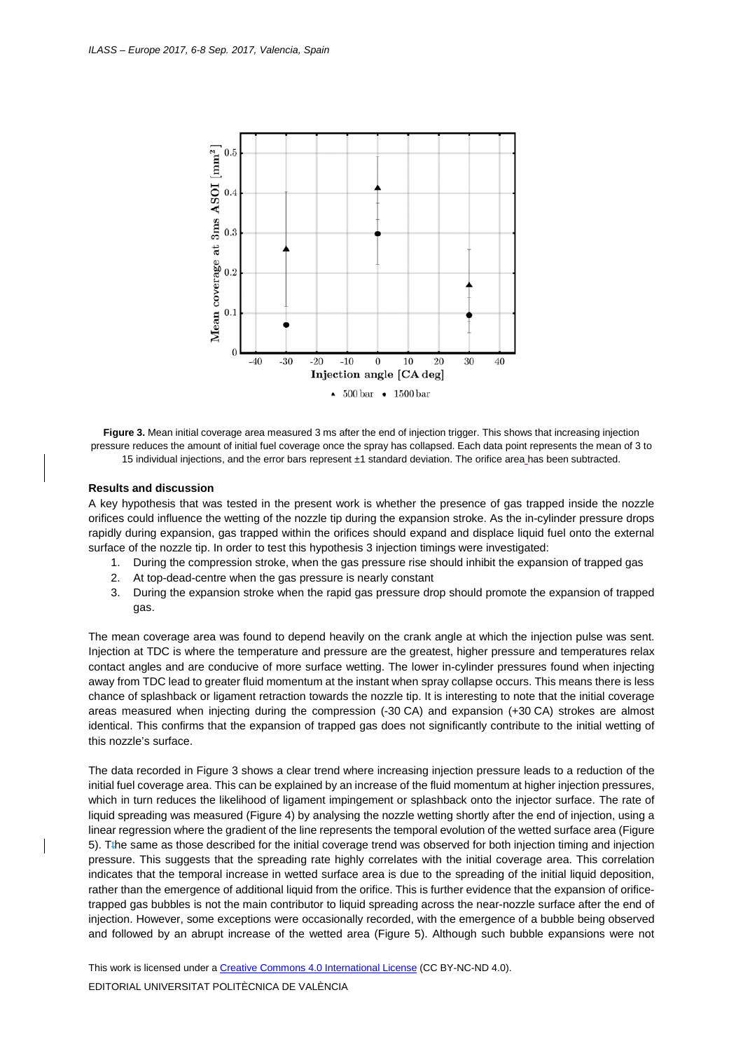**Figure 3.** Mean initial coverage area measured 3 ms after the end of injection trigger. This shows that increasing injection pressure reduces the amount of initial fuel coverage once the spray has collapsed. Each data point represents the mean of 3 to 15 individual injections, and the error bars represent ±1 standard deviation. The orifice area has been subtracted.

### Results and discussion

A key hypothesis that was tested in the present work is whether the presence of gas trapped inside the nozzle orifices could influence the wetting of the nozzle tip during the expansion stroke. As the in-cylinder pressure drops rapidly during expansion, gas trapped within the orifices should expand and displace liquid fuel onto the external surface of the nozzle tip. In order to test this hypothesis 3 injection timings were investigated:

1. During the compression stroke, when the gas pressure rise should inhibit the expansion of trapped gas
2. At top-dead-centre when the gas pressure is nearly constant
3. During the expansion stroke when the rapid gas pressure drop should promote the expansion of trapped gas.

The mean coverage area was found to depend heavily on the crank angle at which the injection pulse was sent. Injection at TDC is where the temperature and pressure are the greatest, higher pressure and temperatures relax contact angles and are conducive of more surface wetting. The lower in-cylinder pressures found when injecting away from TDC lead to greater fluid momentum at the instant when spray collapse occurs. This means there is less chance of splashback or ligament retraction towards the nozzle tip. It is interesting to note that the initial coverage areas measured when injecting during the compression (-30 CA) and expansion (+30 CA) strokes are almost identical. This confirms that the expansion of trapped gas does not significantly contribute to the initial wetting of this nozzle's surface.

The data recorded in Figure 3 shows a clear trend where increasing injection pressure leads to a reduction of the initial fuel coverage area. This can be explained by an increase of the fluid momentum at higher injection pressures, which in turn reduces the likelihood of ligament impingement or splashback onto the injector surface. The rate of liquid spreading was measured (Figure 4) by analysing the nozzle wetting shortly after the end of injection, using a linear regression where the gradient of the line represents the temporal evolution of the wetted surface area (Figure 5). The same as those described for the initial coverage trend was observed for both injection timing and injection pressure. This suggests that the spreading rate highly correlates with the initial coverage area. This correlation indicates that the temporal increase in wetted surface area is due to the spreading of the initial liquid deposition, rather than the emergence of additional liquid from the orifice. This is further evidence that the expansion of orifice-trapped gas bubbles is not the main contributor to liquid spreading across the near-nozzle surface after the end of injection. However, some exceptions were occasionally recorded, with the emergence of a bubble being observed and followed by an abrupt increase of the wetted area (Figure 5). Although such bubble expansions were not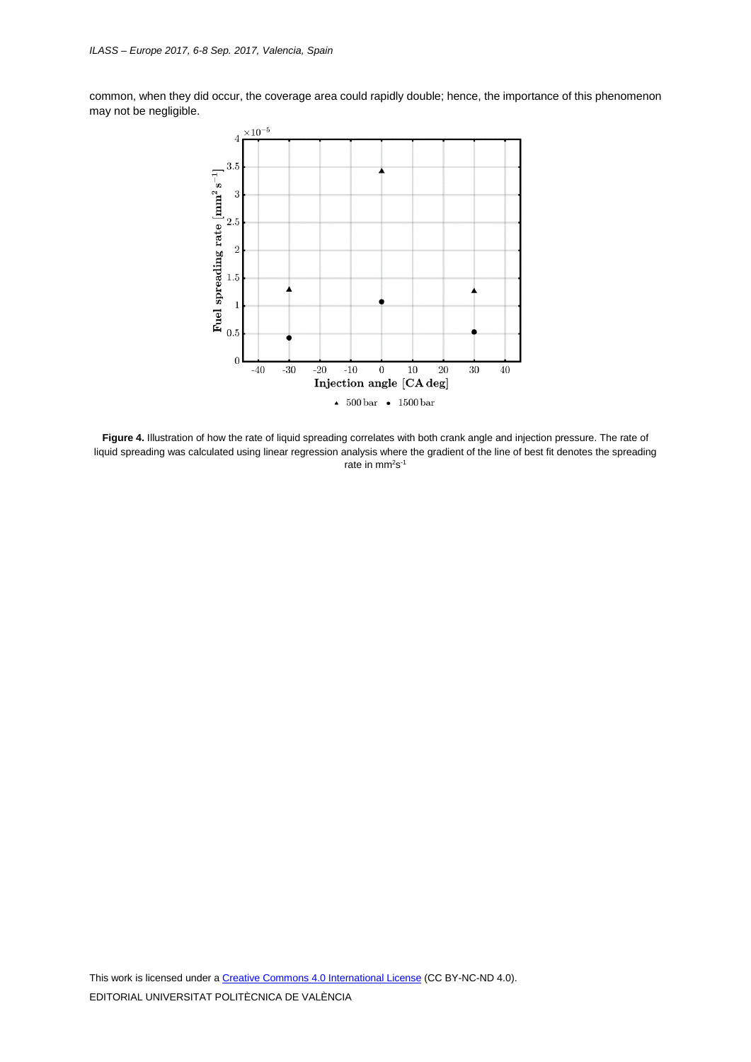common, when they did occur, the coverage area could rapidly double; hence, the importance of this phenomenon may not be negligible.

**Figure 4.** Illustration of how the rate of liquid spreading correlates with both crank angle and injection pressure. The rate of liquid spreading was calculated using linear regression analysis where the gradient of the line of best fit denotes the spreading rate in $mm^2s^{-1}$

This work is licensed under a Creative Commons 4.0 International License (CC BY-NC-ND 4.0).

EDITORIAL UNIVERSITAT POLITÈCNICA DE VALÈNCIA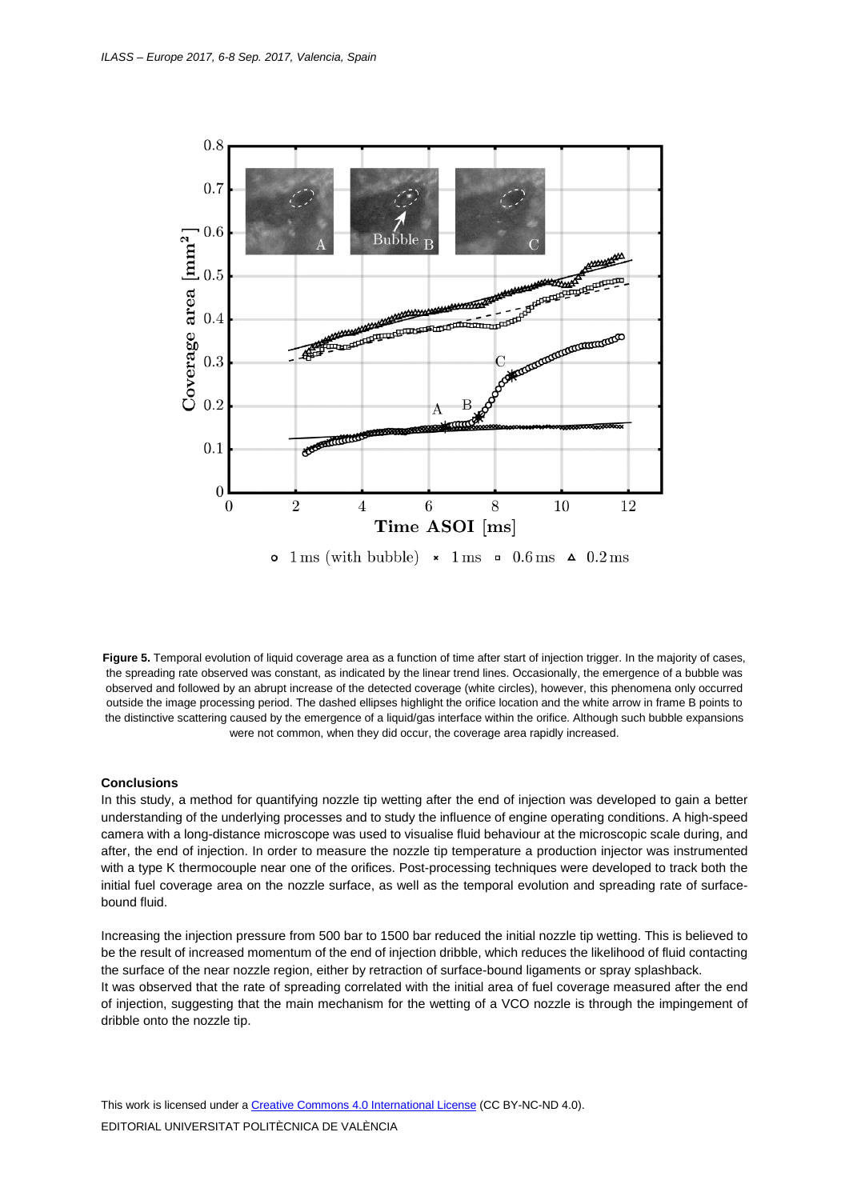**Figure 5.** Temporal evolution of liquid coverage area as a function of time after start of injection trigger. In the majority of cases, the spreading rate observed was constant, as indicated by the linear trend lines. Occasionally, the emergence of a bubble was observed and followed by an abrupt increase of the detected coverage (white circles), however, this phenomena only occurred outside the image processing period. The dashed ellipses highlight the orifice location and the white arrow in frame B points to the distinctive scattering caused by the emergence of a liquid/gas interface within the orifice. Although such bubble expansions were not common, when they did occur, the coverage area rapidly increased.

**Conclusions**

In this study, a method for quantifying nozzle tip wetting after the end of injection was developed to gain a better understanding of the underlying processes and to study the influence of engine operating conditions. A high-speed camera with a long-distance microscope was used to visualise fluid behaviour at the microscopic scale during, and after, the end of injection. In order to measure the nozzle tip temperature a production injector was instrumented with a type K thermocouple near one of the orifices. Post-processing techniques were developed to track both the initial fuel coverage area on the nozzle surface, as well as the temporal evolution and spreading rate of surface-bound fluid.

Increasing the injection pressure from 500 bar to 1500 bar reduced the initial nozzle tip wetting. This is believed to be the result of increased momentum of the end of injection dribble, which reduces the likelihood of fluid contacting the surface of the near nozzle region, either by retraction of surface-bound ligaments or spray splashback.
It was observed that the rate of spreading correlated with the initial area of fuel coverage measured after the end of injection, suggesting that the main mechanism for the wetting of a VCO nozzle is through the impingement of dribble onto the nozzle tip.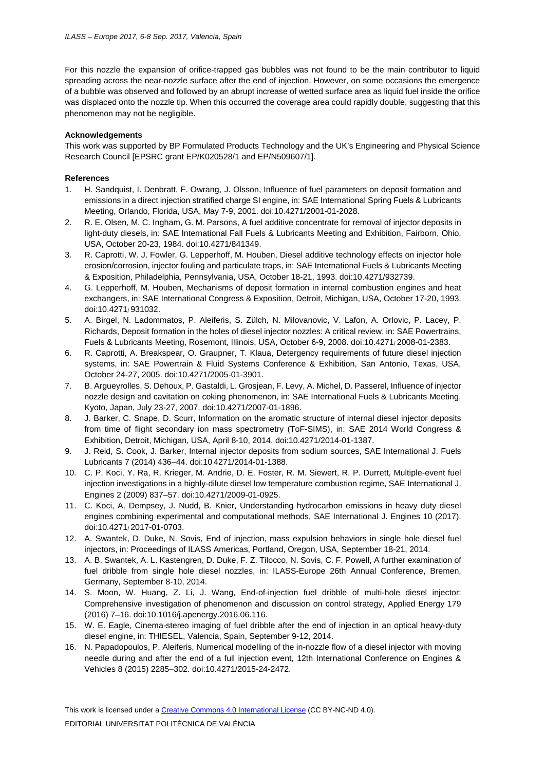For this nozzle the expansion of orifice-trapped gas bubbles was not found to be the main contributor to liquid spreading across the near-nozzle surface after the end of injection. However, on some occasions the emergence of a bubble was observed and followed by an abrupt increase of wetted surface area as liquid fuel inside the orifice was displaced onto the nozzle tip. When this occurred the coverage area could rapidly double, suggesting that this phenomenon may not be negligible.

**Acknowledgements**

This work was supported by BP Formulated Products Technology and the UK's Engineering and Physical Science Research Council [EPSRC grant EP/K020528/1 and EP/N509607/1].

**References**

1. H. Sandquist, I. Denbratt, F. Owrang, J. Olsson, Influence of fuel parameters on deposit formation and emissions in a direct injection stratified charge SI engine, in: SAE International Spring Fuels & Lubricants Meeting, Orlando, Florida, USA, May 7-9, 2001. doi:10.4271/2001-01-2028.
2. R. E. Olsen, M. C. Ingham, G. M. Parsons, A fuel additive concentrate for removal of injector deposits in light-duty diesels, in: SAE International Fall Fuels & Lubricants Meeting and Exhibition, Fairborn, Ohio, USA, October 20-23, 1984. doi:10.4271/841349.
3. R. Caprotti, W. J. Fowler, G. Lepperhoff, M. Houben, Diesel additive technology effects on injector hole erosion/corrosion, injector fouling and particulate traps, in: SAE International Fuels & Lubricants Meeting & Exposition, Philadelphia, Pennsylvania, USA, October 18-21, 1993. doi:10.4271/932739.
4. G. Lepperhoff, M. Houben, Mechanisms of deposit formation in internal combustion engines and heat exchangers, in: SAE International Congress & Exposition, Detroit, Michigan, USA, October 17-20, 1993. doi:10.4271/931032.
5. A. Birgel, N. Ladommatos, P. Aleiferis, S. Zülch, N. Milovanovic, V. Lafon, A. Orlovic, P. Lacey, P. Richards, Deposit formation in the holes of diesel injector nozzles: A critical review, in: SAE Powertrains, Fuels & Lubricants Meeting, Rosemont, Illinois, USA, October 6-9, 2008. doi:10.4271/2008-01-2383.
6. R. Caprotti, A. Breakspear, O. Graupner, T. Klaua, Detergency requirements of future diesel injection systems, in: SAE Powertrain & Fluid Systems Conference & Exhibition, San Antonio, Texas, USA, October 24-27, 2005. doi:10.4271/2005-01-3901.
7. B. Argueyrolles, S. Dehoux, P. Gastaldi, L. Grosjean, F. Levy, A. Michel, D. Passerel, Influence of injector nozzle design and cavitation on coking phenomenon, in: SAE International Fuels & Lubricants Meeting, Kyoto, Japan, July 23-27, 2007. doi:10.4271/2007-01-1896.
8. J. Barker, C. Snape, D. Scurr, Information on the aromatic structure of internal diesel injector deposits from time of flight secondary ion mass spectrometry (ToF-SIMS), in: SAE 2014 World Congress & Exhibition, Detroit, Michigan, USA, April 8-10, 2014. doi:10.4271/2014-01-1387.
9. J. Reid, S. Cook, J. Barker, Internal injector deposits from sodium sources, SAE International J. Fuels Lubricants 7 (2014) 436–44. doi:10.4271/2014-01-1388.
10. C. P. Koci, Y. Ra, R. Krieger, M. Andrie, D. E. Foster, R. M. Siewert, R. P. Durrett, Multiple-event fuel injection investigations in a highly-dilute diesel low temperature combustion regime, SAE International J. Engines 2 (2009) 837–57. doi:10.4271/2009-01-0925.
11. C. Koci, A. Dempsey, J. Nudd, B. Knier, Understanding hydrocarbon emissions in heavy duty diesel engines combining experimental and computational methods, SAE International J. Engines 10 (2017). doi:10.4271/2017-01-0703.
12. A. Swantek, D. Duke, N. Sovis, End of injection, mass expulsion behaviors in single hole diesel fuel injectors, in: Proceedings of ILASS Americas, Portland, Oregon, USA, September 18-21, 2014.
13. A. B. Swantek, A. L. Kastengren, D. Duke, F. Z. Tilocco, N. Sovis, C. F. Powell, A further examination of fuel dribble from single hole diesel nozzles, in: ILASS-Europe 26th Annual Conference, Bremen, Germany, September 8-10, 2014.
14. S. Moon, W. Huang, Z. Li, J. Wang, End-of-injection fuel dribble of multi-hole diesel injector: Comprehensive investigation of phenomenon and discussion on control strategy, Applied Energy 179 (2016) 7–16. doi:10.1016/j.apenergy.2016.06.116.
15. W. E. Eagle, Cinema-stereo imaging of fuel dribble after the end of injection in an optical heavy-duty diesel engine, in: THIESEL, Valencia, Spain, September 9-12, 2014.
16. N. Papadopoulos, P. Aleiferis, Numerical modelling of the in-nozzle flow of a diesel injector with moving needle during and after the end of a full injection event, 12th International Conference on Engines & Vehicles 8 (2015) 2285–302. doi:10.4271/2015-24-2472.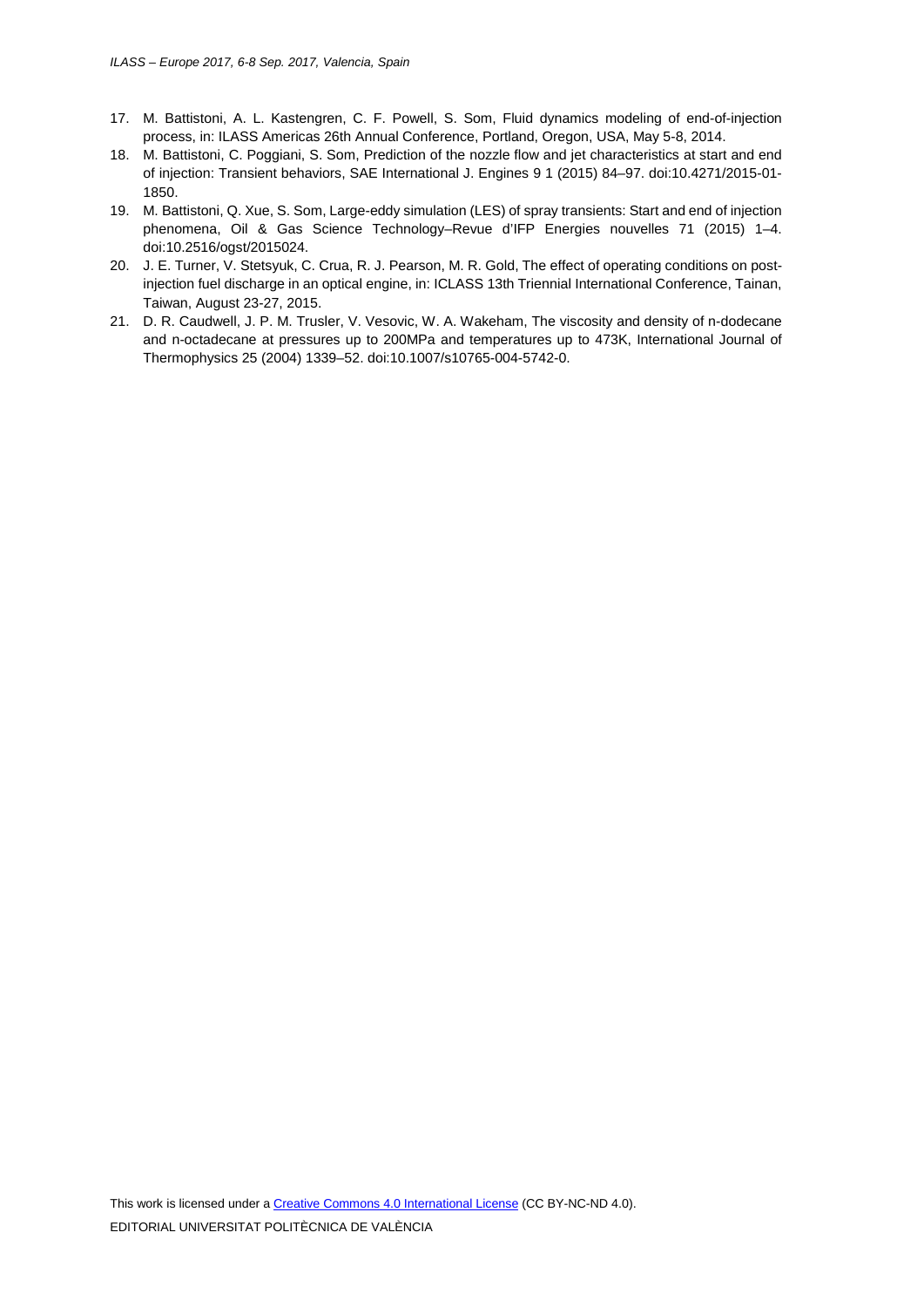17. M. Battistoni, A. L. Kastengren, C. F. Powell, S. Som, Fluid dynamics modeling of end-of-injection process, in: ILASS Americas 26th Annual Conference, Portland, Oregon, USA, May 5-8, 2014.
18. M. Battistoni, C. Poggiani, S. Som, Prediction of the nozzle flow and jet characteristics at start and end of injection: Transient behaviors, SAE International J. Engines 9 1 (2015) 84–97. doi:10.4271/2015-01-1850.
19. M. Battistoni, Q. Xue, S. Som, Large-eddy simulation (LES) of spray transients: Start and end of injection phenomena, Oil & Gas Science Technology–Revue d'IFP Energies nouvelles 71 (2015) 1–4. doi:10.2516/ogst/2015024.
20. J. E. Turner, V. Stetsyuk, C. Crua, R. J. Pearson, M. R. Gold, The effect of operating conditions on post-injection fuel discharge in an optical engine, in: ICLASS 13th Triennial International Conference, Tainan, Taiwan, August 23-27, 2015.
21. D. R. Caudwell, J. P. M. Trusler, V. Vesovic, W. A. Wakeham, The viscosity and density of n-dodecane and n-octadecane at pressures up to 200MPa and temperatures up to 473K, International Journal of Thermophysics 25 (2004) 1339–52. doi:10.1007/s10765-004-5742-0.

This work is licensed under a Creative Commons 4.0 International License (CC BY-NC-ND 4.0).

EDITORIAL UNIVERSITAT POLITÈCNICA DE VALÈNCIA